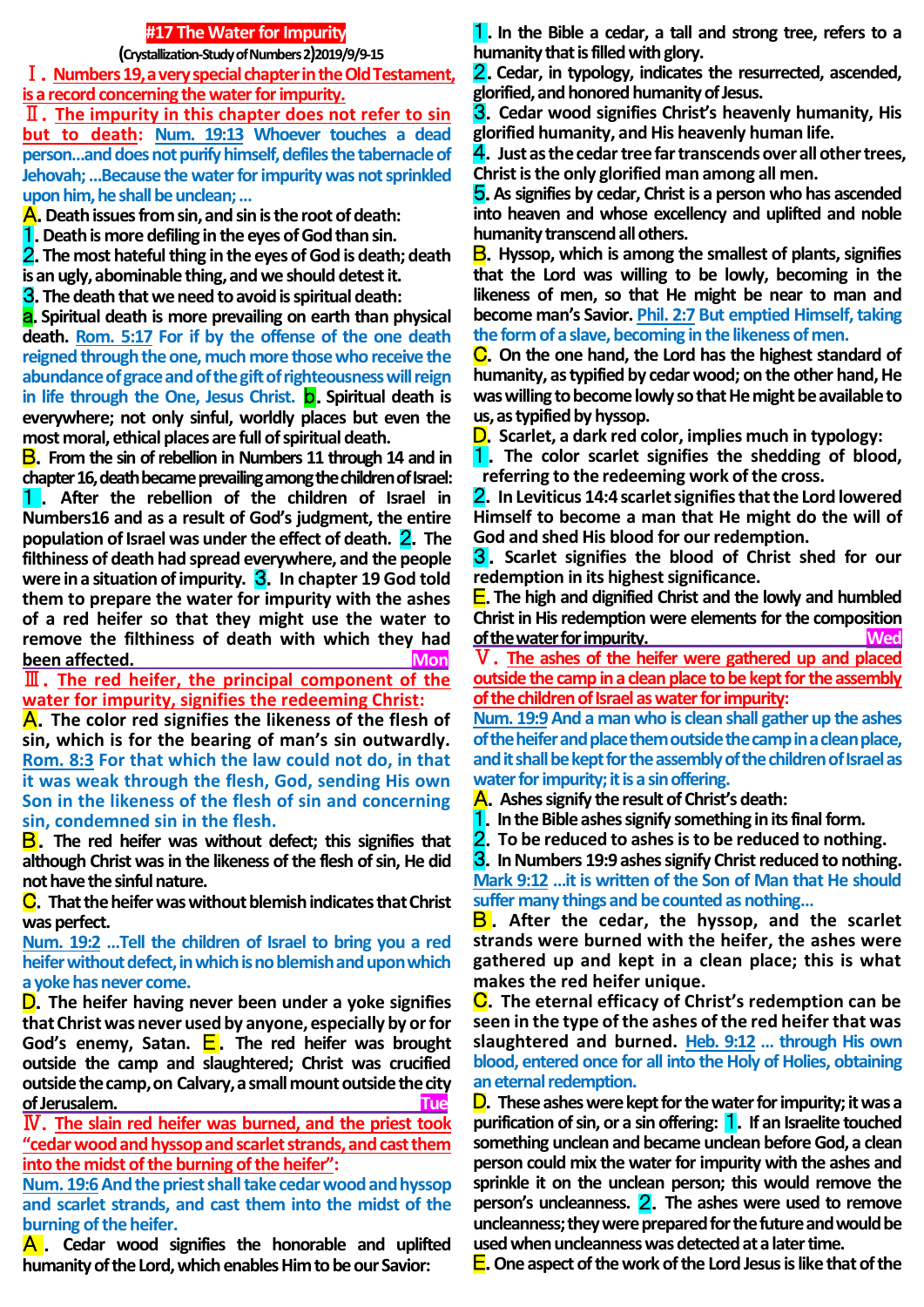# #17 The Water for Impurity

**(Crystallization-Study of Numbers 2)2019/9/9-15**

**Ⅰ. Numbers 19, a very special chapter in the Old Testament, is a record concerning the water for impurity.**

**Ⅱ. The impurity in this chapter does not refer to sin but to death:** Num. 19:13 Whoever touches a dead person…and does not purify himself, defiles the tabernacle of Jehovah; …Because the water for impurity was not sprinkled upon him, he shall be unclean; …

**A.** Death issues from sin, and sin is the root of death:

**1.** Death is more defiling in the eyes of God than sin.

**2.** The most hateful thing in the eyes of God is death; death is an ugly, abominable thing, and we should detest it.

**3.** The death that we need to avoid is spiritual death:

**a.** Spiritual death is more prevailing on earth than physical death. Rom. 5:17 For if by the offense of the one death reigned through the one, much more those who receive the abundance of grace and of the gift of righteousness will reign in life through the One, Jesus Christ. **b.** Spiritual death is everywhere; not only sinful, worldly places but even the most moral, ethical places are full of spiritual death.

**B.** From the sin of rebellion in Numbers 11 through 14 and in chapter 16, death became prevailing among the children of Israel:

**1.** After the rebellion of the children of Israel in Numbers16 and as a result of God's judgment, the entire population of Israel was under the effect of death. **2.** The filthiness of death had spread everywhere, and the people were in a situation of impurity. **3.** In chapter 19 God told them to prepare the water for impurity with the ashes of a red heifer so that they might use the water to remove the filthiness of death with which they had been affected. **Mon**

**Ⅲ. The red heifer, the principal component of the water for impurity, signifies the redeeming Christ:**

**A.** The color red signifies the likeness of the flesh of sin, which is for the bearing of man's sin outwardly. Rom. 8:3 For that which the law could not do, in that it was weak through the flesh, God, sending His own Son in the likeness of the flesh of sin and concerning sin, condemned sin in the flesh.

**B.** The red heifer was without defect; this signifies that although Christ was in the likeness of the flesh of sin, He did not have the sinful nature.

**C.** That the heifer was without blemish indicates that Christ was perfect.

Num. 19:2 …Tell the children of Israel to bring you a red heifer without defect, in which is no blemish and upon which a yoke has never come.

**D.** The heifer having never been under a yoke signifies that Christ was never used by anyone, especially by or for God's enemy, Satan. **E.** The red heifer was brought outside the camp and slaughtered; Christ was crucified outside the camp, on Calvary, a small mount outside the city of Jerusalem. **Tue**

**Ⅳ. The slain red heifer was burned, and the priest took "cedar wood and hyssop and scarlet strands, and cast them into the midst of the burning of the heifer":**

Num. 19:6 And the priest shall take cedar wood and hyssop and scarlet strands, and cast them into the midst of the burning of the heifer.

**A.** Cedar wood signifies the honorable and uplifted humanity of the Lord, which enables Him to be our Savior:

**1.** In the Bible a cedar, a tall and strong tree, refers to a humanity that is filled with glory.

**2.** Cedar, in typology, indicates the resurrected, ascended, glorified, and honored humanity of Jesus.

**3.** Cedar wood signifies Christ's heavenly humanity, His glorified humanity, and His heavenly human life.

**4.** Just as the cedar tree far transcends over all other trees, Christ is the only glorified man among all men.

**5.** As signifies by cedar, Christ is a person who has ascended into heaven and whose excellency and uplifted and noble humanity transcend all others.

**B.** Hyssop, which is among the smallest of plants, signifies that the Lord was willing to be lowly, becoming in the likeness of men, so that He might be near to man and become man's Savior. Phil. 2:7 But emptied Himself, taking the form of a slave, becoming in the likeness of men.

**C.** On the one hand, the Lord has the highest standard of humanity, as typified by cedar wood; on the other hand, He was willing to become lowly so that He might be available to us, as typified by hyssop.

**D.** Scarlet, a dark red color, implies much in typology:

**1.** The color scarlet signifies the shedding of blood, referring to the redeeming work of the cross.

**2.** In Leviticus 14:4 scarlet signifies that the Lord lowered Himself to become a man that He might do the will of God and shed His blood for our redemption.

**3.** Scarlet signifies the blood of Christ shed for our redemption in its highest significance.

**E.** The high and dignified Christ and the lowly and humbled Christ in His redemption were elements for the composition of the water for impurity. **Wed**

**Ⅴ. The ashes of the heifer were gathered up and placed outside the camp in a clean place to be kept for the assembly of the children of Israel as water for impurity:**

Num. 19:9 And a man who is clean shall gather up the ashes of the heifer and place them outside the camp in a clean place, and it shall be kept for the assembly of the children of Israel as water for impurity; it is a sin offering.

**A.** Ashes signify the result of Christ's death:

**1.** In the Bible ashes signify something in its final form.

**2.** To be reduced to ashes is to be reduced to nothing.

**3.** In Numbers 19:9 ashes signify Christ reduced to nothing. Mark 9:12 …it is written of the Son of Man that He should suffer many things and be counted as nothing…

**B.** After the cedar, the hyssop, and the scarlet strands were burned with the heifer, the ashes were gathered up and kept in a clean place; this is what makes the red heifer unique.

**C.** The eternal efficacy of Christ's redemption can be seen in the type of the ashes of the red heifer that was slaughtered and burned. Heb. 9:12 … through His own blood, entered once for all into the Holy of Holies, obtaining an eternal redemption.

**D.** These ashes were kept for the water for impurity; it was a purification of sin, or a sin offering: **1.** If an Israelite touched something unclean and became unclean before God, a clean person could mix the water for impurity with the ashes and sprinkle it on the unclean person; this would remove the person's uncleanness. **2.** The ashes were used to remove uncleanness; they were prepared for the future and would be used when uncleanness was detected at a later time.

**E.** One aspect of the work of the Lord Jesus is like that of the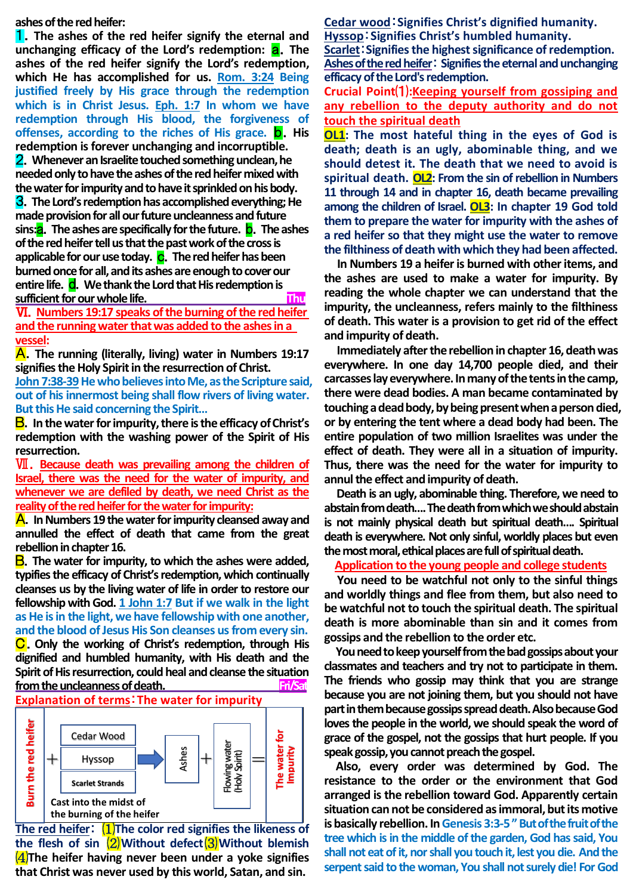ashes of the red heifer:

**1. The ashes of the red heifer signify the eternal and unchanging efficacy of the Lord's redemption: a. The ashes of the red heifer signify the Lord's redemption, which He has accomplished for us. Rom. 3:24 Being justified freely by His grace through the redemption which is in Christ Jesus. Eph. 1:7 In whom we have redemption through His blood, the forgiveness of offenses, according to the riches of His grace. b. His redemption is forever unchanging and incorruptible.**

**2. Whenever an Israelite touched something unclean, he needed only to have the ashes of the red heifer mixed with the water for impurity and to have it sprinkled on his body.**

**3. The Lord's redemption has accomplished everything; He made provision for all our future uncleanness and future sins: a. The ashes are specifically for the future. b. The ashes of the red heifer tell us that the past work of the cross is applicable for our use today. c. The red heifer has been burned once for all, and its ashes are enough to cover our entire life. d. We thank the Lord that His redemption is sufficient for our whole life.**

Thu

## Ⅵ. Numbers 19:17 speaks of the burning of the red heifer and the running water that was added to the ashes in a vessel:

**A. The running (literally, living) water in Numbers 19:17 signifies the Holy Spirit in the resurrection of Christ.**

**John 7:38-39 He who believes into Me, as the Scripture said, out of his innermost being shall flow rivers of living water. But this He said concerning the Spirit...**

**B. In the water for impurity, there is the efficacy of Christ's redemption with the washing power of the Spirit of His resurrection.**

## Ⅶ. Because death was prevailing among the children of Israel, there was the need for the water of impurity, and whenever we are defiled by death, we need Christ as the reality of the red heifer for the water for impurity:

**A. In Numbers 19 the water for impurity cleansed away and annulled the effect of death that came from the great rebellion in chapter 16.**

**B. The water for impurity, to which the ashes were added, typifies the efficacy of Christ's redemption, which continually cleanses us by the living water of life in order to restore our fellowship with God. 1 John 1:7 But if we walk in the light as He is in the light, we have fellowship with one another, and the blood of Jesus His Son cleanses us from every sin.**

**C. Only the working of Christ's redemption, through His dignified and humbled humanity, with His death and the Spirit of His resurrection, could heal and cleanse the situation from the uncleanness of death.**

Fri/Sat

**Explanation of terms: The water for impurity**

Burn the red heifer + (Cedar Wood, Hyssop, Scarlet Strands — Cast into the midst of the burning of the heifer) → Ashes + Flowing water (Holy Spirit) = The water for Impurity

**The red heifer: (1)The color red signifies the likeness of the flesh of sin (2)Without defect (3)Without blemish (4)The heifer having never been under a yoke signifies that Christ was never used by this world, Satan, and sin.**

**Cedar wood: Signifies Christ's dignified humanity.**
**Hyssop: Signifies Christ's humbled humanity.**
**Scarlet: Signifies the highest significance of redemption.**
**Ashes of the red heifer: Signifies the eternal and unchanging efficacy of the Lord's redemption.**

**Crucial Point(1): Keeping yourself from gossiping and any rebellion to the deputy authority and do not touch the spiritual death**

**OL1: The most hateful thing in the eyes of God is death; death is an ugly, abominable thing, and we should detest it. The death that we need to avoid is spiritual death. OL2: From the sin of rebellion in Numbers 11 through 14 and in chapter 16, death became prevailing among the children of Israel. OL3: In chapter 19 God told them to prepare the water for impurity with the ashes of a red heifer so that they might use the water to remove the filthiness of death with which they had been affected.**

In Numbers 19 a heifer is burned with other items, and the ashes are used to make a water for impurity. By reading the whole chapter we can understand that the impurity, the uncleanness, refers mainly to the filthiness of death. This water is a provision to get rid of the effect and impurity of death.

Immediately after the rebellion in chapter 16, death was everywhere. In one day 14,700 people died, and their carcasses lay everywhere. In many of the tents in the camp, there were dead bodies. A man became contaminated by touching a dead body, by being present when a person died, or by entering the tent where a dead body had been. The entire population of two million Israelites was under the effect of death. They were all in a situation of impurity. Thus, there was the need for the water for impurity to annul the effect and impurity of death.

Death is an ugly, abominable thing. Therefore, we need to abstain from death.... The death from which we should abstain is not mainly physical death but spiritual death.... Spiritual death is everywhere. Not only sinful, worldly places but even the most moral, ethical places are full of spiritual death.

**Application to the young people and college students**

You need to be watchful not only to the sinful things and worldly things and flee from them, but also need to be watchful not to touch the spiritual death. The spiritual death is more abominable than sin and it comes from gossips and the rebellion to the order etc.

You need to keep yourself from the bad gossips about your classmates and teachers and try not to participate in them. The friends who gossip may think that you are strange because you are not joining them, but you should not have part in them because gossips spread death. Also because God loves the people in the world, we should speak the word of grace of the gospel, not the gossips that hurt people. If you speak gossip, you cannot preach the gospel.

Also, every order was determined by God. The resistance to the order or the environment that God arranged is the rebellion toward God. Apparently certain situation can not be considered as immoral, but its motive is basically rebellion. In Genesis 3:3-5 " But of the fruit of the tree which is in the middle of the garden, God has said, You shall not eat of it, nor shall you touch it, lest you die. And the serpent said to the woman, You shall not surely die! For God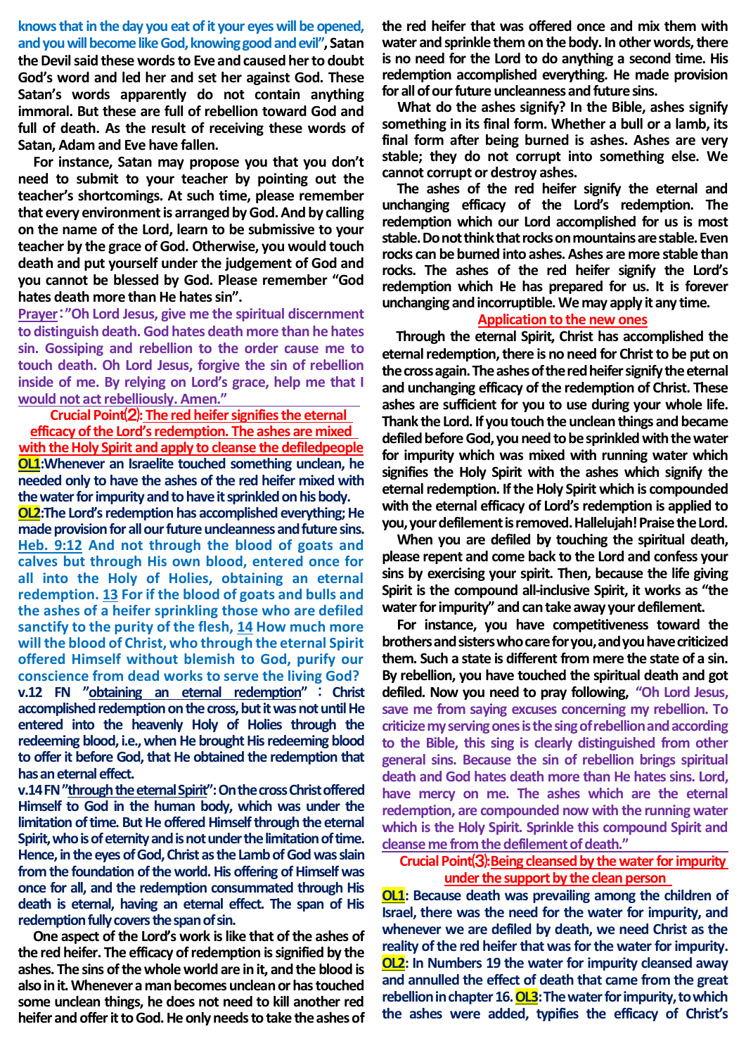**knows that in the day you eat of it your eyes will be opened, and you will become like God, knowing good and evil"**, Satan the Devil said these words to Eve and caused her to doubt God's word and led her and set her against God. These Satan's words apparently do not contain anything immoral. But these are full of rebellion toward God and full of death. As the result of receiving these words of Satan, Adam and Eve have fallen.

For instance, Satan may propose you that you don't need to submit to your teacher by pointing out the teacher's shortcomings. At such time, please remember that every environment is arranged by God. And by calling on the name of the Lord, learn to be submissive to your teacher by the grace of God. Otherwise, you would touch death and put yourself under the judgement of God and you cannot be blessed by God. Please remember "God hates death more than He hates sin".

**Prayer: "Oh Lord Jesus, give me the spiritual discernment to distinguish death. God hates death more than he hates sin. Gossiping and rebellion to the order cause me to touch death. Oh Lord Jesus, forgive the sin of rebellion inside of me. By relying on Lord's grace, help me that I would not act rebelliously. Amen."**

**Crucial Point⑵: The red heifer signifies the eternal efficacy of the Lord's redemption. The ashes are mixed with the Holy Spirit and apply to cleanse the defiledpeople**

**OL1: Whenever an Israelite touched something unclean, he needed only to have the ashes of the red heifer mixed with the water for impurity and to have it sprinkled on his body.**

**OL2: The Lord's redemption has accomplished everything; He made provision for all our future uncleanness and future sins.**

**Heb. 9:12 And not through the blood of goats and calves but through His own blood, entered once for all into the Holy of Holies, obtaining an eternal redemption. 13 For if the blood of goats and bulls and the ashes of a heifer sprinkling those who are defiled sanctify to the purity of the flesh, 14 How much more will the blood of Christ, who through the eternal Spirit offered Himself without blemish to God, purify our conscience from dead works to serve the living God?**

**v.12 FN "obtaining an eternal redemption": Christ accomplished redemption on the cross, but it was not until He entered into the heavenly Holy of Holies through the redeeming blood, i.e., when He brought His redeeming blood to offer it before God, that He obtained the redemption that has an eternal effect.**

**v.14 FN "through the eternal Spirit": On the cross Christ offered Himself to God in the human body, which was under the limitation of time. But He offered Himself through the eternal Spirit, who is of eternity and is not under the limitation of time. Hence, in the eyes of God, Christ as the Lamb of God was slain from the foundation of the world. His offering of Himself was once for all, and the redemption consummated through His death is eternal, having an eternal effect. The span of His redemption fully covers the span of sin.**

One aspect of the Lord's work is like that of the ashes of the red heifer. The efficacy of redemption is signified by the ashes. The sins of the whole world are in it, and the blood is also in it. Whenever a man becomes unclean or has touched some unclean things, he does not need to kill another red heifer and offer it to God. He only needs to take the ashes of the red heifer that was offered once and mix them with water and sprinkle them on the body. In other words, there is no need for the Lord to do anything a second time. His redemption accomplished everything. He made provision for all of our future uncleanness and future sins.

What do the ashes signify? In the Bible, ashes signify something in its final form. Whether a bull or a lamb, its final form after being burned is ashes. Ashes are very stable; they do not corrupt into something else. We cannot corrupt or destroy ashes.

The ashes of the red heifer signify the eternal and unchanging efficacy of the Lord's redemption. The redemption which our Lord accomplished for us is most stable. Do not think that rocks on mountains are stable. Even rocks can be burned into ashes. Ashes are more stable than rocks. The ashes of the red heifer signify the Lord's redemption which He has prepared for us. It is forever unchanging and incorruptible. We may apply it any time.

**Application to the new ones**

Through the eternal Spirit, Christ has accomplished the eternal redemption, there is no need for Christ to be put on the cross again. The ashes of the red heifer signify the eternal and unchanging efficacy of the redemption of Christ. These ashes are sufficient for you to use during your whole life. Thank the Lord. If you touch the unclean things and became defiled before God, you need to be sprinkled with the water for impurity which was mixed with running water which signifies the Holy Spirit with the ashes which signify the eternal redemption. If the Holy Spirit which is compounded with the eternal efficacy of Lord's redemption is applied to you, your defilement is removed. Hallelujah! Praise the Lord.

When you are defiled by touching the spiritual death, please repent and come back to the Lord and confess your sins by exercising your spirit. Then, because the life giving Spirit is the compound all-inclusive Spirit, it works as "the water for impurity" and can take away your defilement.

For instance, you have competitiveness toward the brothers and sisters who care for you, and you have criticized them. Such a state is different from mere the state of a sin. By rebellion, you have touched the spiritual death and got defiled. Now you need to pray following, **"Oh Lord Jesus, save me from saying excuses concerning my rebellion. To criticize my serving ones is the sing of rebellion and according to the Bible, this sing is clearly distinguished from other general sins. Because the sin of rebellion brings spiritual death and God hates death more than He hates sins. Lord, have mercy on me. The ashes which are the eternal redemption, are compounded now with the running water which is the Holy Spirit. Sprinkle this compound Spirit and cleanse me from the defilement of death."**

**Crucial Point⑶: Being cleansed by the water for impurity under the support by the clean person**

**OL1: Because death was prevailing among the children of Israel, there was the need for the water for impurity, and whenever we are defiled by death, we need Christ as the reality of the red heifer that was for the water for impurity.**

**OL2: In Numbers 19 the water for impurity cleansed away and annulled the effect of death that came from the great rebellion in chapter 16. OL3: The water for impurity, to which the ashes were added, typifies the efficacy of Christ's**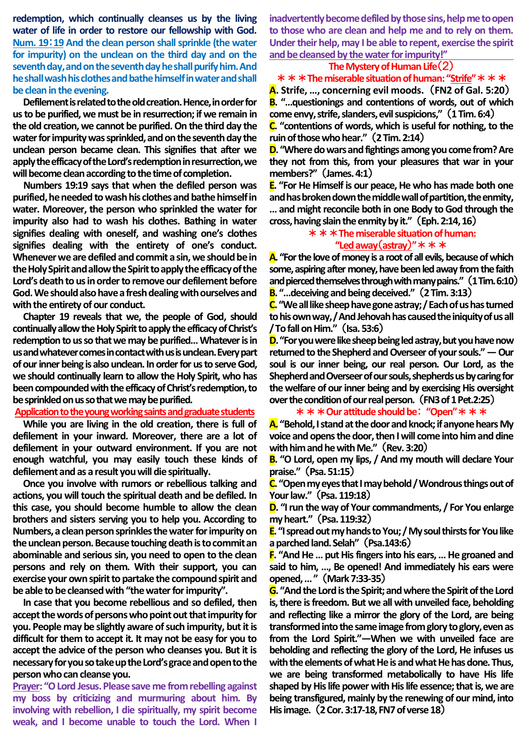redemption, which continually cleanses us by the living water of life in order to restore our fellowship with God. **Num. 19：19 And the clean person shall sprinkle (the water for impurity) on the unclean on the third day and on the seventh day, and on the seventh day he shall purify him. And he shall wash his clothes and bathe himself in water and shall be clean in the evening.**

Defilement is related to the old creation. Hence, in order for us to be purified, we must be in resurrection; if we remain in the old creation, we cannot be purified. On the third day the water for impurity was sprinkled, and on the seventh day the unclean person became clean. This signifies that after we apply the efficacy of the Lord's redemption in resurrection, we will become clean according to the time of completion.

Numbers 19:19 says that when the defiled person was purified, he needed to wash his clothes and bathe himself in water. Moreover, the person who sprinkled the water for impurity also had to wash his clothes. Bathing in water signifies dealing with oneself, and washing one's clothes signifies dealing with the entirety of one's conduct. Whenever we are defiled and commit a sin, we should be in the Holy Spirit and allow the Spirit to apply the efficacy of the Lord's death to us in order to remove our defilement before God. We should also have a fresh dealing with ourselves and with the entirety of our conduct.

Chapter 19 reveals that we, the people of God, should continually allow the Holy Spirit to apply the efficacy of Christ's redemption to us so that we may be purified... Whatever is in us and whatever comes in contact with us is unclean. Every part of our inner being is also unclean. In order for us to serve God, we should continually learn to allow the Holy Spirit, who has been compounded with the efficacy of Christ's redemption, to be sprinkled on us so that we may be purified.

**Application to the young working saints and graduate students**

While you are living in the old creation, there is full of defilement in your inward. Moreover, there are a lot of defilement in your outward environment. If you are not enough watchful, you may easily touch these kinds of defilement and as a result you will die spiritually.

Once you involve with rumors or rebellious talking and actions, you will touch the spiritual death and be defiled. In this case, you should become humble to allow the clean brothers and sisters serving you to help you. According to Numbers, a clean person sprinkles the water for impurity on the unclean person. Because touching death is to commit an abominable and serious sin, you need to open to the clean persons and rely on them. With their support, you can exercise your own spirit to partake the compound spirit and be able to be cleansed with "the water for impurity".

In case that you become rebellious and so defiled, then accept the words of persons who point out that impurity for you. People may be slightly aware of such impurity, but it is difficult for them to accept it. It may not be easy for you to accept the advice of the person who cleanses you. But it is necessary for you so take up the Lord's grace and open to the person who can cleanse you.

**Prayer: "O Lord Jesus. Please save me from rebelling against my boss by criticizing and murmuring about him. By involving with rebellion, I die spiritually, my spirit become weak, and I become unable to touch the Lord. When I inadvertently become defiled by those sins, help me to open to those who are clean and help me and to rely on them. Under their help, may I be able to repent, exercise the spirit and be cleansed by the water for impurity!"**

**The Mystery of Human Life（2）**

**＊＊＊The miserable situation of human: "Strife"＊＊＊**

**A.** Strife, ..., concerning evil moods.（FN2 of Gal. 5:20）
**B.** "...questionings and contentions of words, out of which come envy, strife, slanders, evil suspicions,"（1 Tim. 6:4）
**C.** "contentions of words, which is useful for nothing, to the ruin of those who hear."（2 Tim. 2:14）
**D.** "Where do wars and fightings among you come from? Are they not from this, from your pleasures that war in your members?"（James. 4:1）
**E.** "For He Himself is our peace, He who has made both one and has broken down the middle wall of partition, the enmity, ... and might reconcile both in one Body to God through the cross, having slain the enmity by it."（Eph. 2:14, 16）

**＊＊＊The miserable situation of human: "Led away(astray)"＊＊＊**

**A.** "For the love of money is a root of all evils, because of which some, aspiring after money, have been led away from the faith and pierced themselves through with many pains."（1 Tim. 6:10）
**B.** "...deceiving and being deceived."（2 Tim. 3:13）
**C.** "We all like sheep have gone astray; / Each of us has turned to his own way, / And Jehovah has caused the iniquity of us all / To fall on Him."（Isa. 53:6）
**D.** "For you were like sheep being led astray, but you have now returned to the Shepherd and Overseer of your souls." — Our soul is our inner being, our real person. Our Lord, as the Shepherd and Overseer of our souls, shepherds us by caring for the welfare of our inner being and by exercising His oversight over the condition of our real person.（FN3 of 1 Pet.2:25）

**＊＊＊Our attitude should be："Open"＊＊＊**

**A.** "Behold, I stand at the door and knock; if anyone hears My voice and opens the door, then I will come into him and dine with him and he with Me."（Rev. 3:20）
**B.** "O Lord, open my lips, / And my mouth will declare Your praise."（Psa. 51:15）
**C.** "Open my eyes that I may behold / Wondrous things out of Your law."（Psa. 119:18）
**D.** "I run the way of Your commandments, / For You enlarge my heart."（Psa. 119:32）
**E.** "I spread out my hands to You; / My soul thirsts for You like a parched land. Selah"（Psa.143:6）
**F.** "And He ... put His fingers into his ears, ... He groaned and said to him, ..., Be opened! And immediately his ears were opened, ..."（Mark 7:33-35）
**G.** "And the Lord is the Spirit; and where the Spirit of the Lord is, there is freedom. But we all with unveiled face, beholding and reflecting like a mirror the glory of the Lord, are being transformed into the same image from glory to glory, even as from the Lord Spirit."—When we with unveiled face are beholding and reflecting the glory of the Lord, He infuses us with the elements of what He is and what He has done. Thus, we are being transformed metabolically to have His life shaped by His life power with His life essence; that is, we are being transfigured, mainly by the renewing of our mind, into His image.（2 Cor. 3:17-18, FN7 of verse 18）